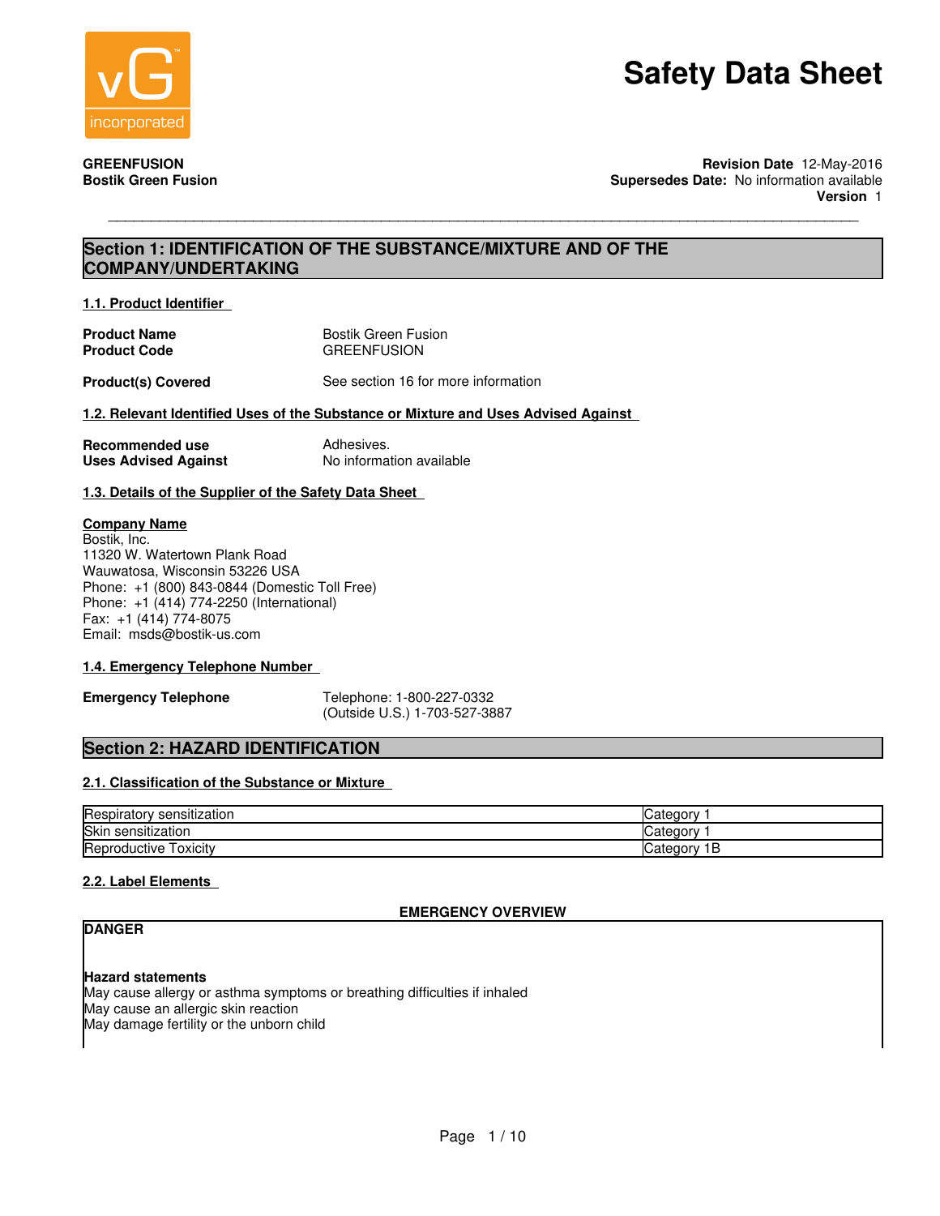# Safety Data Sheet

**GREENFUSION**
**Bostik Green Fusion**

**Revision Date** 12-May-2016
**Supersedes Date:** No information available
**Version** 1

## Section 1: IDENTIFICATION OF THE SUBSTANCE/MIXTURE AND OF THE COMPANY/UNDERTAKING

### 1.1. Product Identifier

**Product Name** Bostik Green Fusion
**Product Code** GREENFUSION

**Product(s) Covered** See section 16 for more information

### 1.2. Relevant Identified Uses of the Substance or Mixture and Uses Advised Against

**Recommended use** Adhesives.
**Uses Advised Against** No information available

### 1.3. Details of the Supplier of the Safety Data Sheet

**Company Name**
Bostik, Inc.
11320 W. Watertown Plank Road
Wauwatosa, Wisconsin 53226 USA
Phone: +1 (800) 843-0844 (Domestic Toll Free)
Phone: +1 (414) 774-2250 (International)
Fax: +1 (414) 774-8075
Email: msds@bostik-us.com

### 1.4. Emergency Telephone Number

**Emergency Telephone** Telephone: 1-800-227-0332
(Outside U.S.) 1-703-527-3887

## Section 2: HAZARD IDENTIFICATION

### 2.1. Classification of the Substance or Mixture

| Hazard | Category |
|---|---|
| Respiratory sensitization | Category 1 |
| Skin sensitization | Category 1 |
| Reproductive Toxicity | Category 1B |

### 2.2. Label Elements

**EMERGENCY OVERVIEW**

**DANGER**

**Hazard statements**
May cause allergy or asthma symptoms or breathing difficulties if inhaled
May cause an allergic skin reaction
May damage fertility or the unborn child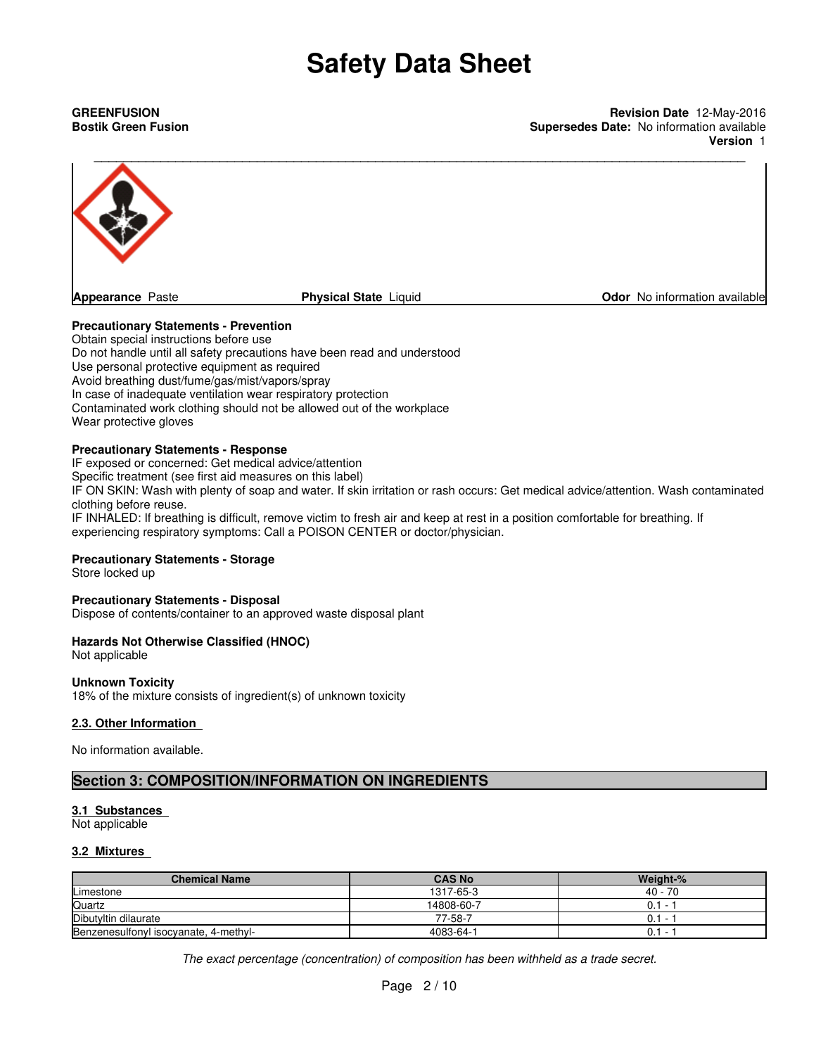**GREENFUSION**
**Bostik Green Fusion**

**Revision Date** 12-May-2016
**Supersedes Date:** No information available
**Version** 1

**Appearance** Paste **Physical State** Liquid **Odor** No information available

**Precautionary Statements - Prevention**
Obtain special instructions before use
Do not handle until all safety precautions have been read and understood
Use personal protective equipment as required
Avoid breathing dust/fume/gas/mist/vapors/spray
In case of inadequate ventilation wear respiratory protection
Contaminated work clothing should not be allowed out of the workplace
Wear protective gloves

**Precautionary Statements - Response**
IF exposed or concerned: Get medical advice/attention
Specific treatment (see first aid measures on this label)
IF ON SKIN: Wash with plenty of soap and water. If skin irritation or rash occurs: Get medical advice/attention. Wash contaminated clothing before reuse.
IF INHALED: If breathing is difficult, remove victim to fresh air and keep at rest in a position comfortable for breathing. If experiencing respiratory symptoms: Call a POISON CENTER or doctor/physician.

**Precautionary Statements - Storage**
Store locked up

**Precautionary Statements - Disposal**
Dispose of contents/container to an approved waste disposal plant

**Hazards Not Otherwise Classified (HNOC)**
Not applicable

**Unknown Toxicity**
18% of the mixture consists of ingredient(s) of unknown toxicity

### 2.3. Other Information

No information available.

## Section 3: COMPOSITION/INFORMATION ON INGREDIENTS

### 3.1 Substances
Not applicable

### 3.2 Mixtures

| Chemical Name | CAS No | Weight-% |
|---|---|---|
| Limestone | 1317-65-3 | 40 - 70 |
| Quartz | 14808-60-7 | 0.1 - 1 |
| Dibutyltin dilaurate | 77-58-7 | 0.1 - 1 |
| Benzenesulfonyl isocyanate, 4-methyl- | 4083-64-1 | 0.1 - 1 |

*The exact percentage (concentration) of composition has been withheld as a trade secret.*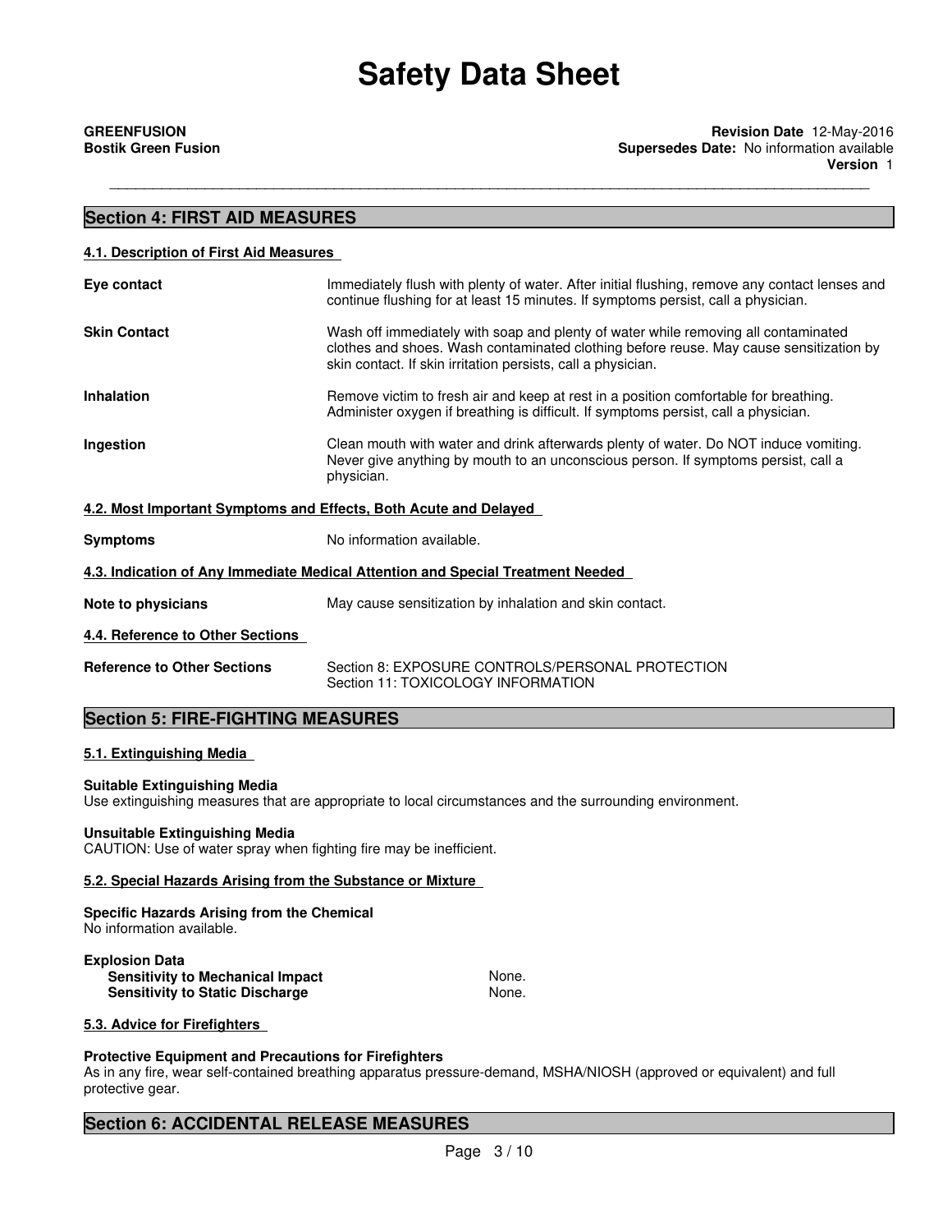## Section 4: FIRST AID MEASURES

### 4.1. Description of First Aid Measures

| | |
|---|---|
| **Eye contact** | Immediately flush with plenty of water. After initial flushing, remove any contact lenses and continue flushing for at least 15 minutes. If symptoms persist, call a physician. |
| **Skin Contact** | Wash off immediately with soap and plenty of water while removing all contaminated clothes and shoes. Wash contaminated clothing before reuse. May cause sensitization by skin contact. If skin irritation persists, call a physician. |
| **Inhalation** | Remove victim to fresh air and keep at rest in a position comfortable for breathing. Administer oxygen if breathing is difficult. If symptoms persist, call a physician. |
| **Ingestion** | Clean mouth with water and drink afterwards plenty of water. Do NOT induce vomiting. Never give anything by mouth to an unconscious person. If symptoms persist, call a physician. |

### 4.2. Most Important Symptoms and Effects, Both Acute and Delayed

**Symptoms** No information available.

### 4.3. Indication of Any Immediate Medical Attention and Special Treatment Needed

**Note to physicians** May cause sensitization by inhalation and skin contact.

### 4.4. Reference to Other Sections

**Reference to Other Sections** Section 8: EXPOSURE CONTROLS/PERSONAL PROTECTION
Section 11: TOXICOLOGY INFORMATION

## Section 5: FIRE-FIGHTING MEASURES

### 5.1. Extinguishing Media

**Suitable Extinguishing Media**
Use extinguishing measures that are appropriate to local circumstances and the surrounding environment.

**Unsuitable Extinguishing Media**
CAUTION: Use of water spray when fighting fire may be inefficient.

### 5.2. Special Hazards Arising from the Substance or Mixture

**Specific Hazards Arising from the Chemical**
No information available.

**Explosion Data**

| | |
|---|---|
| **Sensitivity to Mechanical Impact** | None. |
| **Sensitivity to Static Discharge** | None. |

### 5.3. Advice for Firefighters

**Protective Equipment and Precautions for Firefighters**
As in any fire, wear self-contained breathing apparatus pressure-demand, MSHA/NIOSH (approved or equivalent) and full protective gear.

## Section 6: ACCIDENTAL RELEASE MEASURES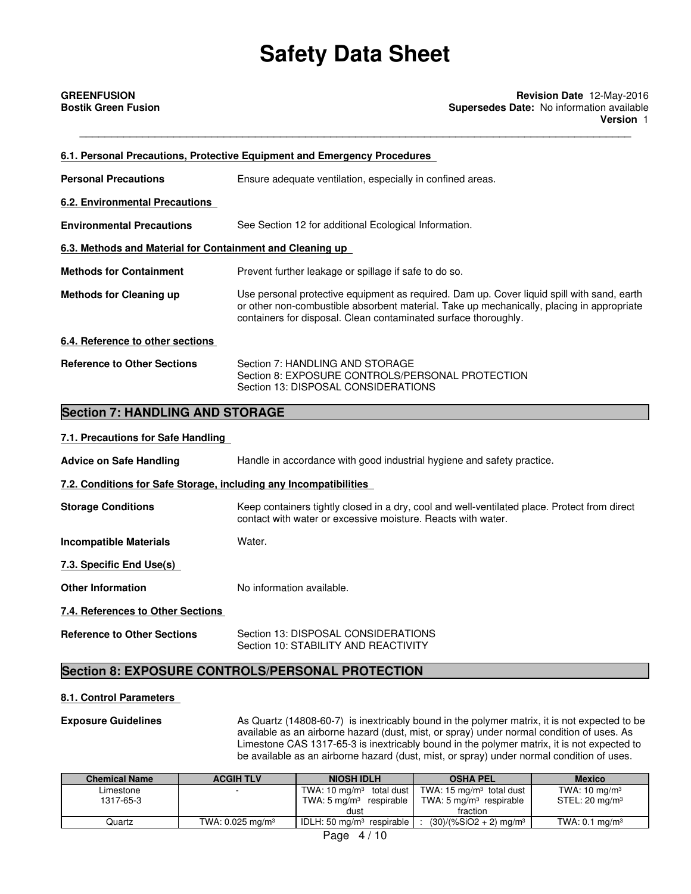#### 6.1. Personal Precautions, Protective Equipment and Emergency Procedures

**Personal Precautions** Ensure adequate ventilation, especially in confined areas.

#### 6.2. Environmental Precautions

**Environmental Precautions** See Section 12 for additional Ecological Information.

#### 6.3. Methods and Material for Containment and Cleaning up

**Methods for Containment** Prevent further leakage or spillage if safe to do so.

**Methods for Cleaning up** Use personal protective equipment as required. Dam up. Cover liquid spill with sand, earth or other non-combustible absorbent material. Take up mechanically, placing in appropriate containers for disposal. Clean contaminated surface thoroughly.

#### 6.4. Reference to other sections

**Reference to Other Sections** Section 7: HANDLING AND STORAGE
Section 8: EXPOSURE CONTROLS/PERSONAL PROTECTION
Section 13: DISPOSAL CONSIDERATIONS

## Section 7: HANDLING AND STORAGE

#### 7.1. Precautions for Safe Handling

**Advice on Safe Handling** Handle in accordance with good industrial hygiene and safety practice.

#### 7.2. Conditions for Safe Storage, including any Incompatibilities

**Storage Conditions** Keep containers tightly closed in a dry, cool and well-ventilated place. Protect from direct contact with water or excessive moisture. Reacts with water.

**Incompatible Materials** Water.

#### 7.3. Specific End Use(s)

**Other Information** No information available.

#### 7.4. References to Other Sections

**Reference to Other Sections** Section 13: DISPOSAL CONSIDERATIONS
Section 10: STABILITY AND REACTIVITY

## Section 8: EXPOSURE CONTROLS/PERSONAL PROTECTION

#### 8.1. Control Parameters

**Exposure Guidelines** As Quartz (14808-60-7) is inextricably bound in the polymer matrix, it is not expected to be available as an airborne hazard (dust, mist, or spray) under normal condition of uses. As Limestone CAS 1317-65-3 is inextricably bound in the polymer matrix, it is not expected to be available as an airborne hazard (dust, mist, or spray) under normal condition of uses.

| Chemical Name | ACGIH TLV | NIOSH IDLH | OSHA PEL | Mexico |
|---|---|---|---|---|
| Limestone 1317-65-3 | - | TWA: 10 mg/m³ total dust TWA: 5 mg/m³ respirable dust | TWA: 15 mg/m³ total dust TWA: 5 mg/m³ respirable fraction | TWA: 10 mg/m³ STEL: 20 mg/m³ |
| Quartz | TWA: 0.025 mg/m³ | IDLH: 50 mg/m³ respirable | : (30)/(%SiO2 + 2) mg/m³ | TWA: 0.1 mg/m³ |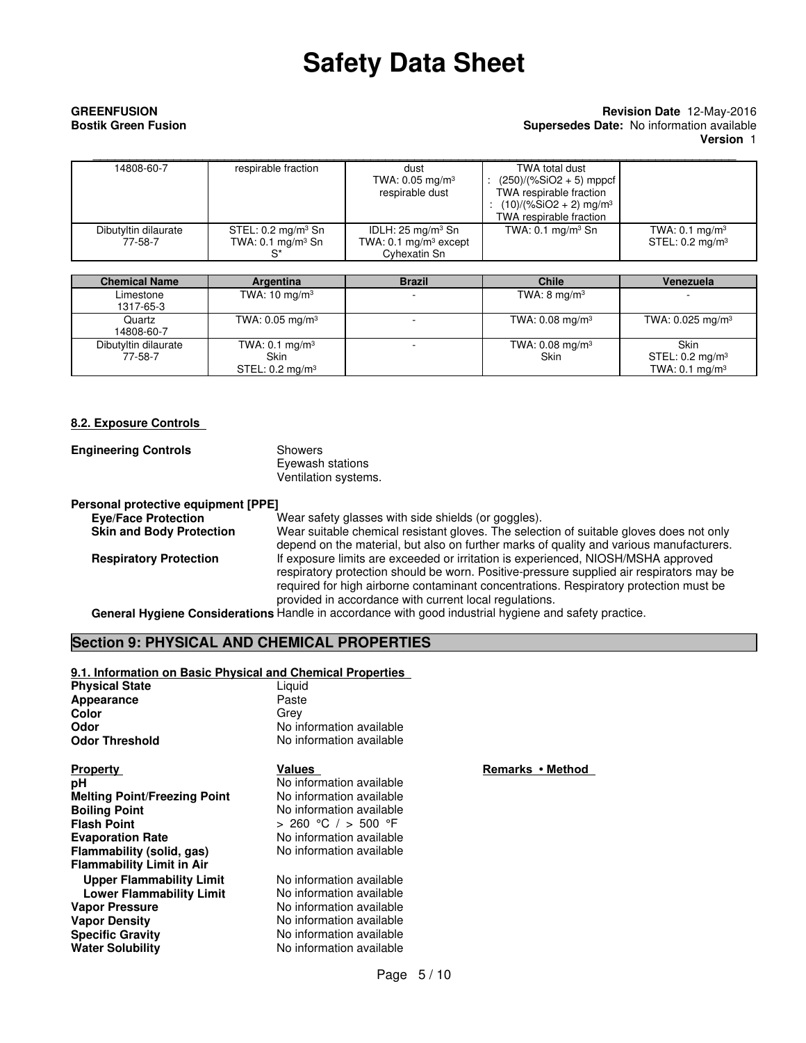| | | | | |
|---|---|---|---|---|
| 14808-60-7 | respirable fraction | dust<br>TWA: 0.05 mg/m³<br>respirable dust | TWA total dust<br>: (250)/(%SiO2 + 5) mppcf<br>TWA respirable fraction<br>: (10)/(%SiO2 + 2) mg/m³<br>TWA respirable fraction | |
| Dibutyltin dilaurate<br>77-58-7 | STEL: 0.2 mg/m³ Sn<br>TWA: 0.1 mg/m³ Sn<br>S* | IDLH: 25 mg/m³ Sn<br>TWA: 0.1 mg/m³ except<br>Cyhexatin Sn | TWA: 0.1 mg/m³ Sn | TWA: 0.1 mg/m³<br>STEL: 0.2 mg/m³ |

| Chemical Name | Argentina | Brazil | Chile | Venezuela |
|---|---|---|---|---|
| Limestone<br>1317-65-3 | TWA: 10 mg/m³ | - | TWA: 8 mg/m³ | - |
| Quartz<br>14808-60-7 | TWA: 0.05 mg/m³ | - | TWA: 0.08 mg/m³ | TWA: 0.025 mg/m³ |
| Dibutyltin dilaurate<br>77-58-7 | TWA: 0.1 mg/m³<br>Skin<br>STEL: 0.2 mg/m³ | - | TWA: 0.08 mg/m³<br>Skin | Skin<br>STEL: 0.2 mg/m³<br>TWA: 0.1 mg/m³ |

### 8.2. Exposure Controls

**Engineering Controls** Showers
Eyewash stations
Ventilation systems.

**Personal protective equipment [PPE]**

**Eye/Face Protection** Wear safety glasses with side shields (or goggles).

**Skin and Body Protection** Wear suitable chemical resistant gloves. The selection of suitable gloves does not only depend on the material, but also on further marks of quality and various manufacturers.

**Respiratory Protection** If exposure limits are exceeded or irritation is experienced, NIOSH/MSHA approved respiratory protection should be worn. Positive-pressure supplied air respirators may be required for high airborne contaminant concentrations. Respiratory protection must be provided in accordance with current local regulations.

**General Hygiene Considerations** Handle in accordance with good industrial hygiene and safety practice.

## Section 9: PHYSICAL AND CHEMICAL PROPERTIES

### 9.1. Information on Basic Physical and Chemical Properties

**Physical State** Liquid
**Appearance** Paste
**Color** Grey
**Odor** No information available
**Odor Threshold** No information available

| Property | Values | Remarks • Method |
|---|---|---|
| **pH** | No information available | |
| **Melting Point/Freezing Point** | No information available | |
| **Boiling Point** | No information available | |
| **Flash Point** | > 260 °C / > 500 °F | |
| **Evaporation Rate** | No information available | |
| **Flammability (solid, gas)** | No information available | |
| **Flammability Limit in Air** | | |
| **Upper Flammability Limit** | No information available | |
| **Lower Flammability Limit** | No information available | |
| **Vapor Pressure** | No information available | |
| **Vapor Density** | No information available | |
| **Specific Gravity** | No information available | |
| **Water Solubility** | No information available | |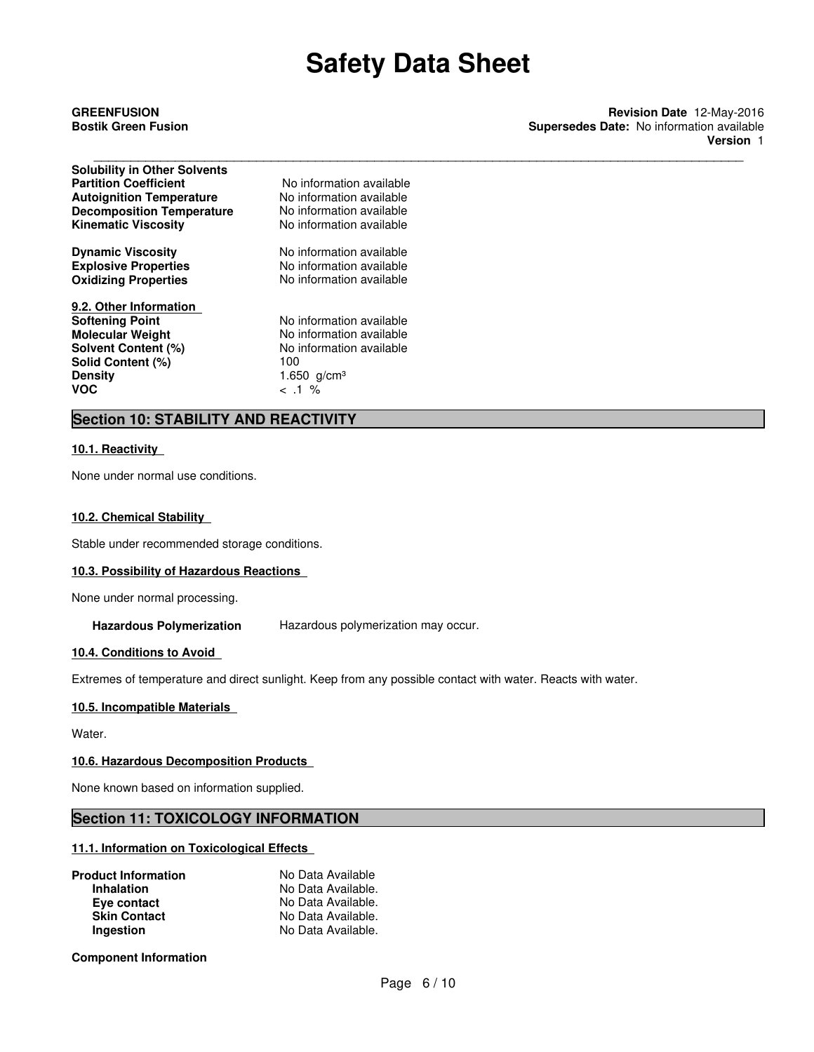| | |
|---|---|
| **Solubility in Other Solvents** | |
| **Partition Coefficient** | No information available |
| **Autoignition Temperature** | No information available |
| **Decomposition Temperature** | No information available |
| **Kinematic Viscosity** | No information available |
| **Dynamic Viscosity** | No information available |
| **Explosive Properties** | No information available |
| **Oxidizing Properties** | No information available |

**9.2. Other Information**

| | |
|---|---|
| **Softening Point** | No information available |
| **Molecular Weight** | No information available |
| **Solvent Content (%)** | No information available |
| **Solid Content (%)** | 100 |
| **Density** | 1.650 g/cm³ |
| **VOC** | < .1 % |

## Section 10: STABILITY AND REACTIVITY

### 10.1. Reactivity

None under normal use conditions.

### 10.2. Chemical Stability

Stable under recommended storage conditions.

### 10.3. Possibility of Hazardous Reactions

None under normal processing.

**Hazardous Polymerization** Hazardous polymerization may occur.

### 10.4. Conditions to Avoid

Extremes of temperature and direct sunlight. Keep from any possible contact with water. Reacts with water.

### 10.5. Incompatible Materials

Water.

### 10.6. Hazardous Decomposition Products

None known based on information supplied.

## Section 11: TOXICOLOGY INFORMATION

### 11.1. Information on Toxicological Effects

| | |
|---|---|
| **Product Information** | No Data Available |
| **Inhalation** | No Data Available. |
| **Eye contact** | No Data Available. |
| **Skin Contact** | No Data Available. |
| **Ingestion** | No Data Available. |

**Component Information**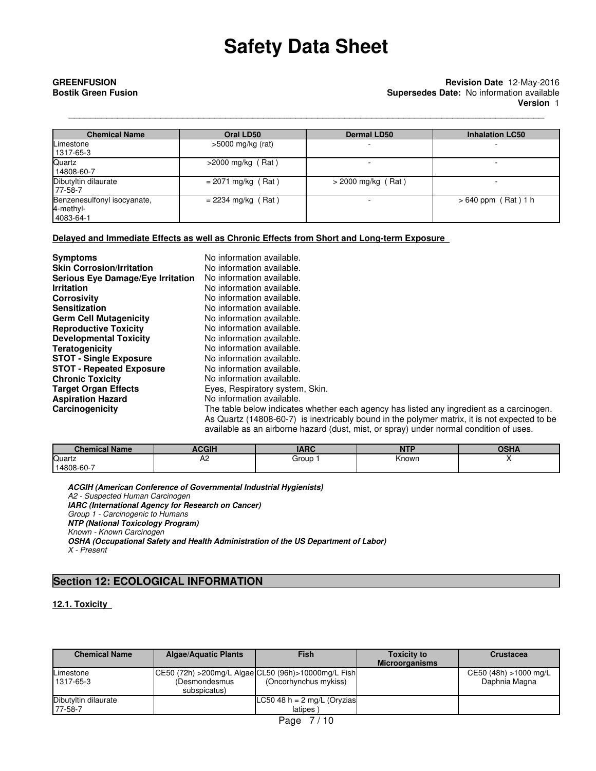| Chemical Name | Oral LD50 | Dermal LD50 | Inhalation LC50 |
|---|---|---|---|
| Limestone 1317-65-3 | >5000 mg/kg (rat) | - | - |
| Quartz 14808-60-7 | >2000 mg/kg ( Rat ) | - | - |
| Dibutyltin dilaurate 77-58-7 | = 2071 mg/kg ( Rat ) | > 2000 mg/kg ( Rat ) | - |
| Benzenesulfonyl isocyanate, 4-methyl- 4083-64-1 | = 2234 mg/kg ( Rat ) | - | > 640 ppm ( Rat ) 1 h |

**Delayed and Immediate Effects as well as Chronic Effects from Short and Long-term Exposure**

**Symptoms** No information available.
**Skin Corrosion/Irritation** No information available.
**Serious Eye Damage/Eye Irritation** No information available.
**Irritation** No information available.
**Corrosivity** No information available.
**Sensitization** No information available.
**Germ Cell Mutagenicity** No information available.
**Reproductive Toxicity** No information available.
**Developmental Toxicity** No information available.
**Teratogenicity** No information available.
**STOT - Single Exposure** No information available.
**STOT - Repeated Exposure** No information available.
**Chronic Toxicity** No information available.
**Target Organ Effects** Eyes, Respiratory system, Skin.
**Aspiration Hazard** No information available.
**Carcinogenicity** The table below indicates whether each agency has listed any ingredient as a carcinogen. As Quartz (14808-60-7) is inextricably bound in the polymer matrix, it is not expected to be available as an airborne hazard (dust, mist, or spray) under normal condition of uses.

| Chemical Name | ACGIH | IARC | NTP | OSHA |
|---|---|---|---|---|
| Quartz 14808-60-7 | A2 | Group 1 | Known | X |

***ACGIH (American Conference of Governmental Industrial Hygienists)***
*A2 - Suspected Human Carcinogen*
***IARC (International Agency for Research on Cancer)***
*Group 1 - Carcinogenic to Humans*
***NTP (National Toxicology Program)***
*Known - Known Carcinogen*
***OSHA (Occupational Safety and Health Administration of the US Department of Labor)***
*X - Present*

## Section 12: ECOLOGICAL INFORMATION

### 12.1. Toxicity

| Chemical Name | Algae/Aquatic Plants | Fish | Toxicity to Microorganisms | Crustacea |
|---|---|---|---|---|
| Limestone 1317-65-3 | CE50 (72h) >200mg/L Algae (Desmondesmus subspicatus) | CL50 (96h)>10000mg/L Fish (Oncorhynchus mykiss) | | CE50 (48h) >1000 mg/L Daphnia Magna |
| Dibutyltin dilaurate 77-58-7 | | LC50 48 h = 2 mg/L (Oryzias latipes ) | | |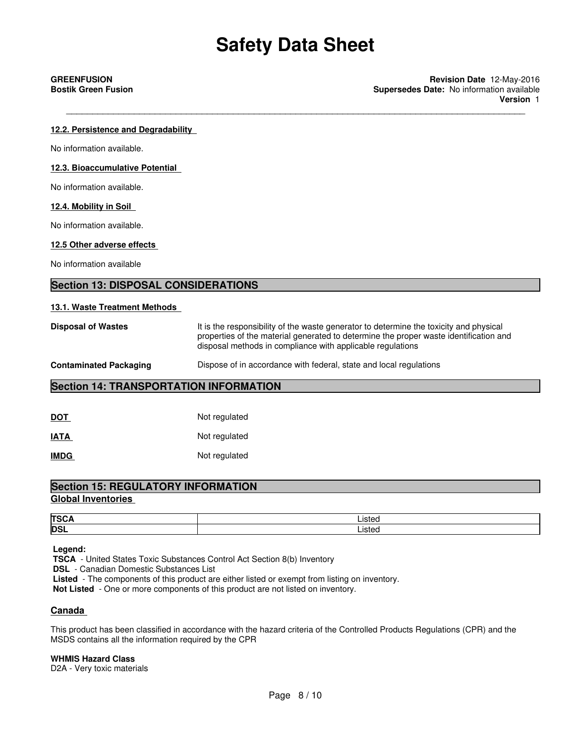#### 12.2. Persistence and Degradability

No information available.

#### 12.3. Bioaccumulative Potential

No information available.

#### 12.4. Mobility in Soil

No information available.

#### 12.5 Other adverse effects

No information available

## Section 13: DISPOSAL CONSIDERATIONS

#### 13.1. Waste Treatment Methods

**Disposal of Wastes** — It is the responsibility of the waste generator to determine the toxicity and physical properties of the material generated to determine the proper waste identification and disposal methods in compliance with applicable regulations

**Contaminated Packaging** — Dispose of in accordance with federal, state and local regulations

## Section 14: TRANSPORTATION INFORMATION

**DOT** — Not regulated

**IATA** — Not regulated

**IMDG** — Not regulated

## Section 15: REGULATORY INFORMATION

### Global Inventories

| | |
|---|---|
| **TSCA** | Listed |
| **DSL** | Listed |

**Legend:**
**TSCA** - United States Toxic Substances Control Act Section 8(b) Inventory
**DSL** - Canadian Domestic Substances List
**Listed** - The components of this product are either listed or exempt from listing on inventory.
**Not Listed** - One or more components of this product are not listed on inventory.

### Canada

This product has been classified in accordance with the hazard criteria of the Controlled Products Regulations (CPR) and the MSDS contains all the information required by the CPR

**WHMIS Hazard Class**
D2A - Very toxic materials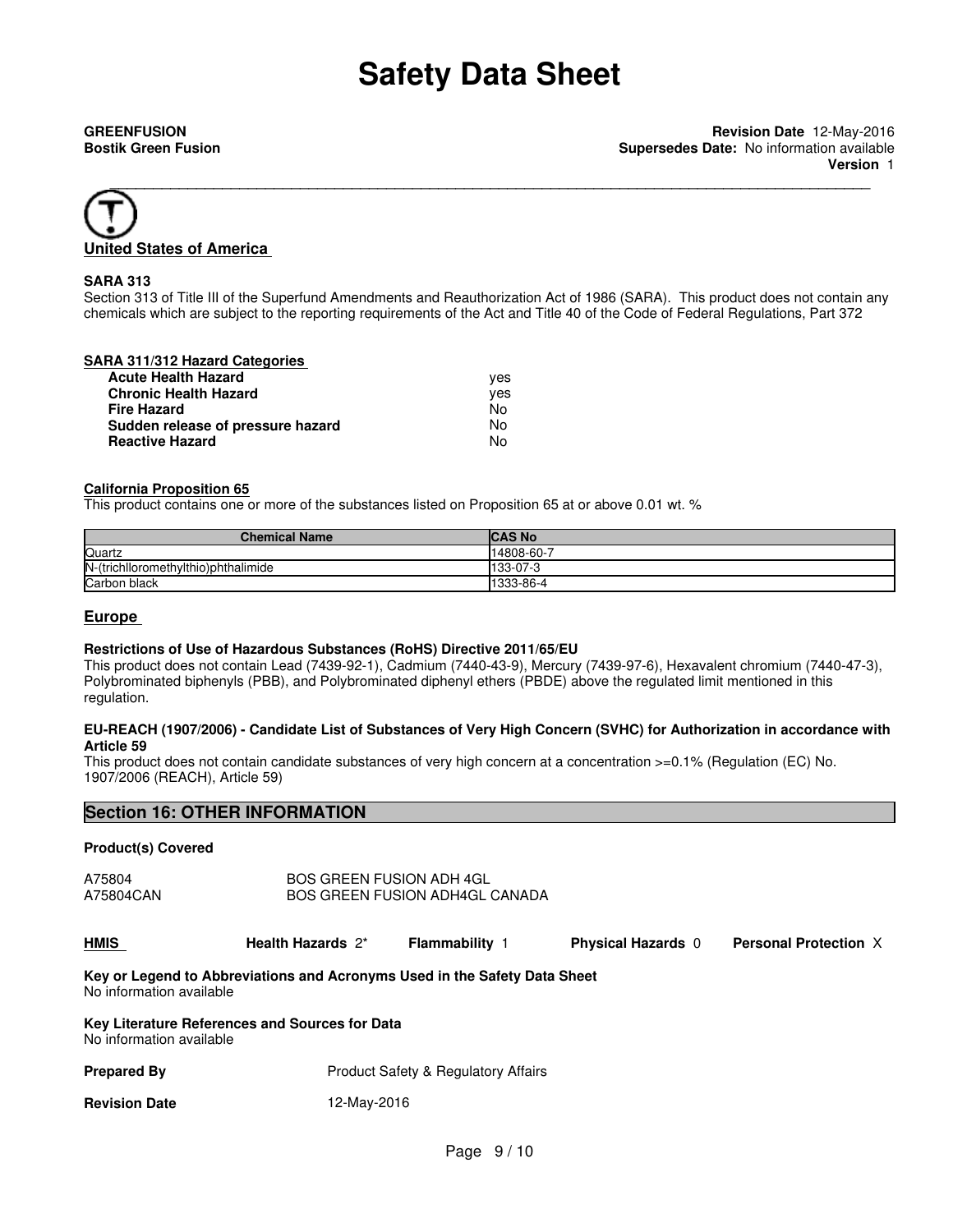**GREENFUSION**
**Bostik Green Fusion**

**Revision Date** 12-May-2016
**Supersedes Date:** No information available
**Version** 1

## United States of America

**SARA 313**
Section 313 of Title III of the Superfund Amendments and Reauthorization Act of 1986 (SARA). This product does not contain any chemicals which are subject to the reporting requirements of the Act and Title 40 of the Code of Federal Regulations, Part 372

**SARA 311/312 Hazard Categories**

| | |
|---|---|
| **Acute Health Hazard** | yes |
| **Chronic Health Hazard** | yes |
| **Fire Hazard** | No |
| **Sudden release of pressure hazard** | No |
| **Reactive Hazard** | No |

**California Proposition 65**
This product contains one or more of the substances listed on Proposition 65 at or above 0.01 wt. %

| Chemical Name | CAS No |
|---|---|
| Quartz | 14808-60-7 |
| N-(trichlloromethylthio)phthalimide | 133-07-3 |
| Carbon black | 1333-86-4 |

## Europe

**Restrictions of Use of Hazardous Substances (RoHS) Directive 2011/65/EU**
This product does not contain Lead (7439-92-1), Cadmium (7440-43-9), Mercury (7439-97-6), Hexavalent chromium (7440-47-3), Polybrominated biphenyls (PBB), and Polybrominated diphenyl ethers (PBDE) above the regulated limit mentioned in this regulation.

**EU-REACH (1907/2006) - Candidate List of Substances of Very High Concern (SVHC) for Authorization in accordance with Article 59**
This product does not contain candidate substances of very high concern at a concentration >=0.1% (Regulation (EC) No. 1907/2006 (REACH), Article 59)

## Section 16: OTHER INFORMATION

**Product(s) Covered**

| | |
|---|---|
| A75804 | BOS GREEN FUSION ADH 4GL |
| A75804CAN | BOS GREEN FUSION ADH4GL CANADA |

| **HMIS** | **Health Hazards** 2* | **Flammability** 1 | **Physical Hazards** 0 | **Personal Protection** X |
|---|---|---|---|---|

**Key or Legend to Abbreviations and Acronyms Used in the Safety Data Sheet**
No information available

**Key Literature References and Sources for Data**
No information available

**Prepared By** Product Safety & Regulatory Affairs

**Revision Date** 12-May-2016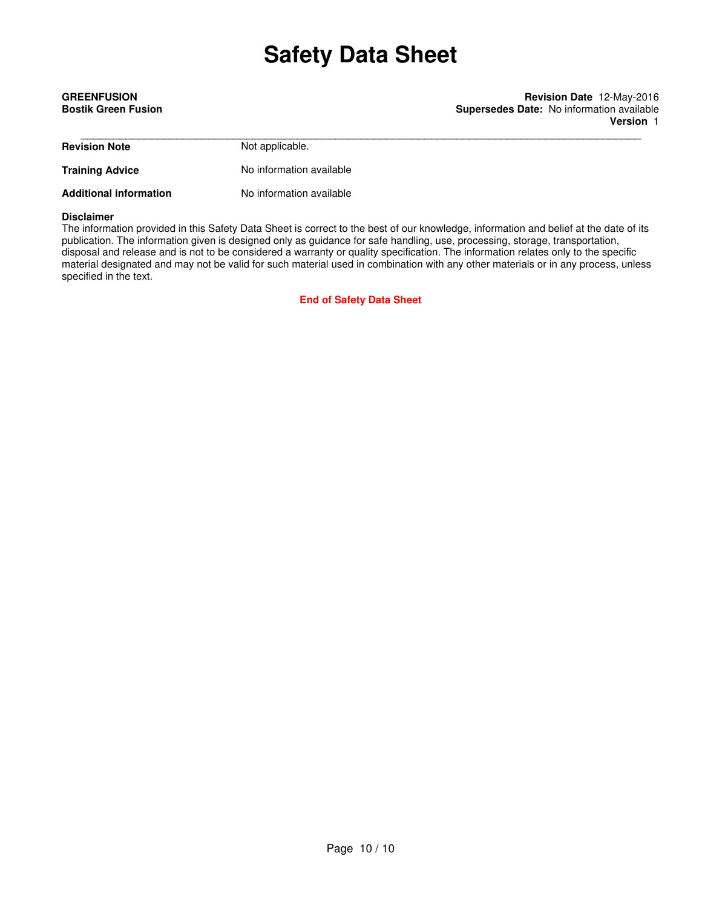| | |
|---|---|
| **Revision Note** | Not applicable. |
| **Training Advice** | No information available |
| **Additional information** | No information available |

**Disclaimer**

The information provided in this Safety Data Sheet is correct to the best of our knowledge, information and belief at the date of its publication. The information given is designed only as guidance for safe handling, use, processing, storage, transportation, disposal and release and is not to be considered a warranty or quality specification. The information relates only to the specific material designated and may not be valid for such material used in combination with any other materials or in any process, unless specified in the text.

**End of Safety Data Sheet**